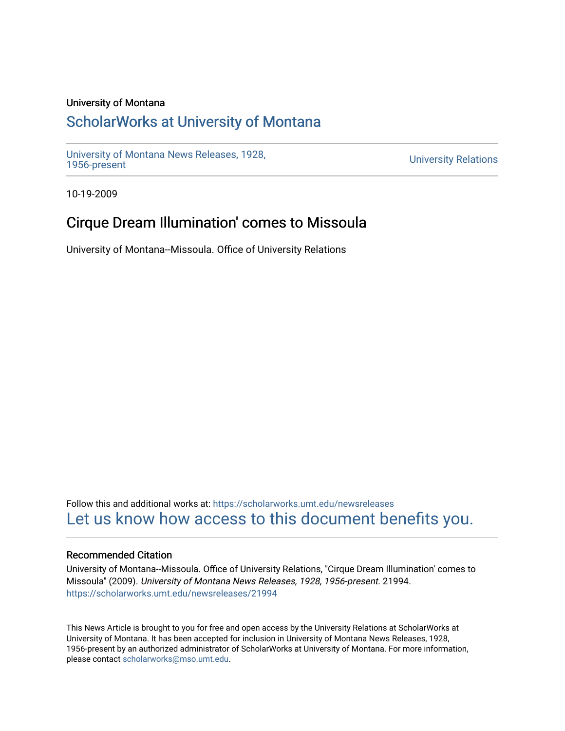University of Montana

# ScholarWorks at University of Montana

University of Montana News Releases, 1928, 1956-present

University Relations

10-19-2009

## Cirque Dream Illumination' comes to Missoula

University of Montana--Missoula. Office of University Relations

Follow this and additional works at: https://scholarworks.umt.edu/newsreleases

Let us know how access to this document benefits you.

### Recommended Citation

University of Montana--Missoula. Office of University Relations, "Cirque Dream Illumination' comes to Missoula" (2009). *University of Montana News Releases, 1928, 1956-present*. 21994.
https://scholarworks.umt.edu/newsreleases/21994

This News Article is brought to you for free and open access by the University Relations at ScholarWorks at University of Montana. It has been accepted for inclusion in University of Montana News Releases, 1928, 1956-present by an authorized administrator of ScholarWorks at University of Montana. For more information, please contact scholarworks@mso.umt.edu.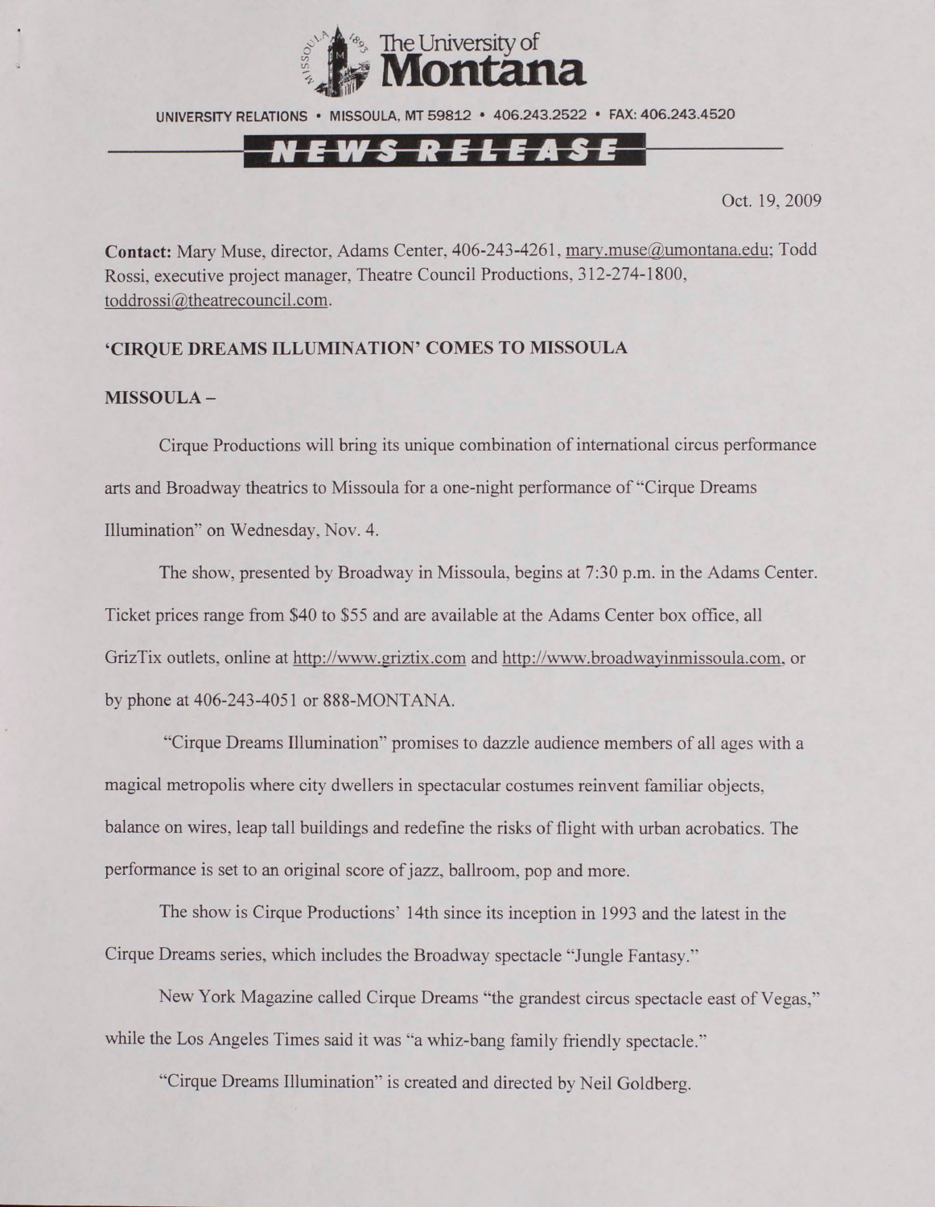The University of Montana

UNIVERSITY RELATIONS • MISSOULA, MT 59812 • 406.243.2522 • FAX: 406.243.4520

**NEWS RELEASE**

Oct. 19, 2009

**Contact:** Mary Muse, director, Adams Center, 406-243-4261, mary.muse@umontana.edu; Todd Rossi, executive project manager, Theatre Council Productions, 312-274-1800, toddrossi@theatrecouncil.com.

**'CIRQUE DREAMS ILLUMINATION' COMES TO MISSOULA**

**MISSOULA –**

Cirque Productions will bring its unique combination of international circus performance arts and Broadway theatrics to Missoula for a one-night performance of "Cirque Dreams Illumination" on Wednesday, Nov. 4.

The show, presented by Broadway in Missoula, begins at 7:30 p.m. in the Adams Center. Ticket prices range from $40 to $55 and are available at the Adams Center box office, all GrizTix outlets, online at http://www.griztix.com and http://www.broadwayinmissoula.com, or by phone at 406-243-4051 or 888-MONTANA.

"Cirque Dreams Illumination" promises to dazzle audience members of all ages with a magical metropolis where city dwellers in spectacular costumes reinvent familiar objects, balance on wires, leap tall buildings and redefine the risks of flight with urban acrobatics. The performance is set to an original score of jazz, ballroom, pop and more.

The show is Cirque Productions' 14th since its inception in 1993 and the latest in the Cirque Dreams series, which includes the Broadway spectacle "Jungle Fantasy."

New York Magazine called Cirque Dreams "the grandest circus spectacle east of Vegas," while the Los Angeles Times said it was "a whiz-bang family friendly spectacle."

"Cirque Dreams Illumination" is created and directed by Neil Goldberg.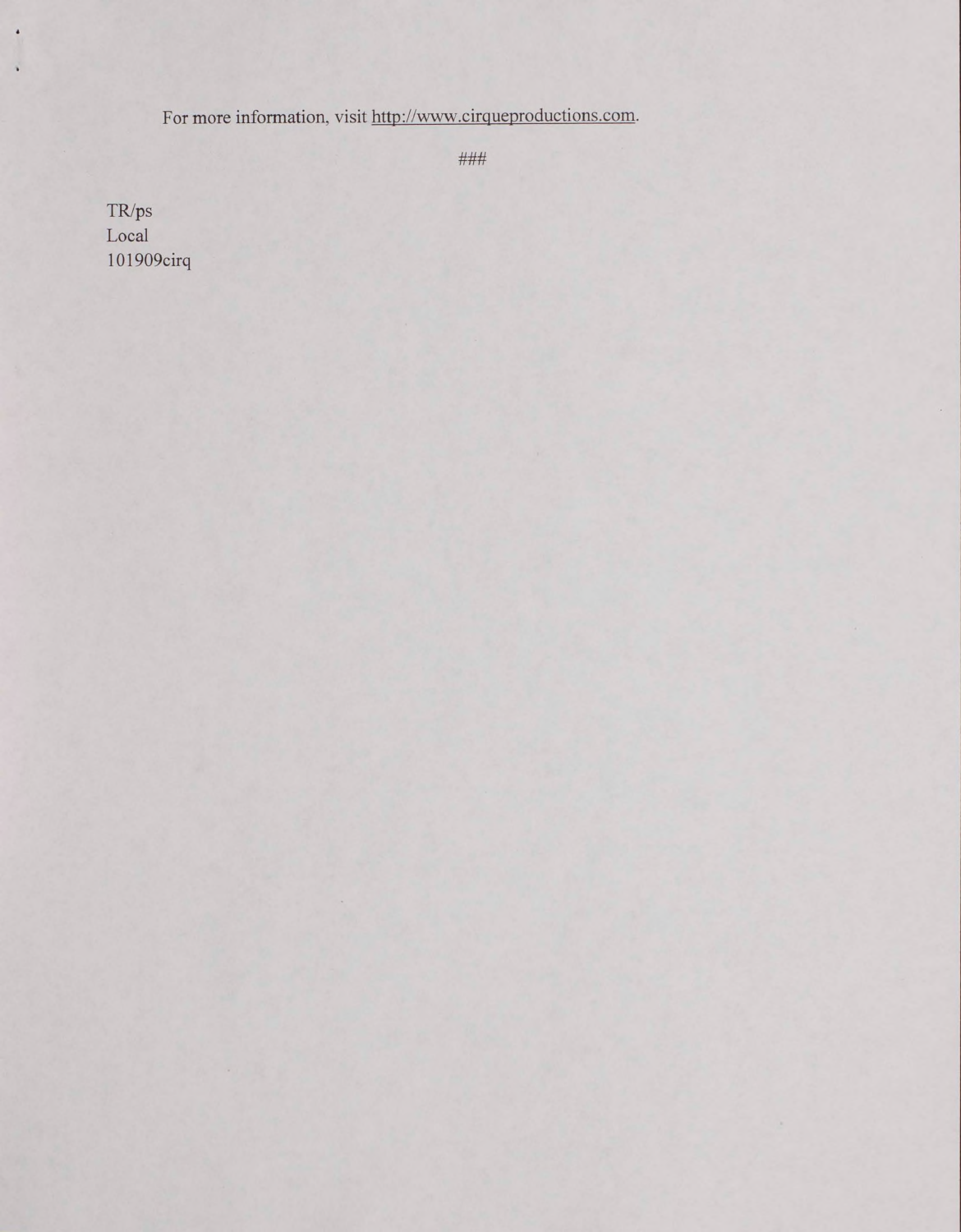For more information, visit http://www.cirqueproductions.com.

###

TR/ps
Local
101909cirq